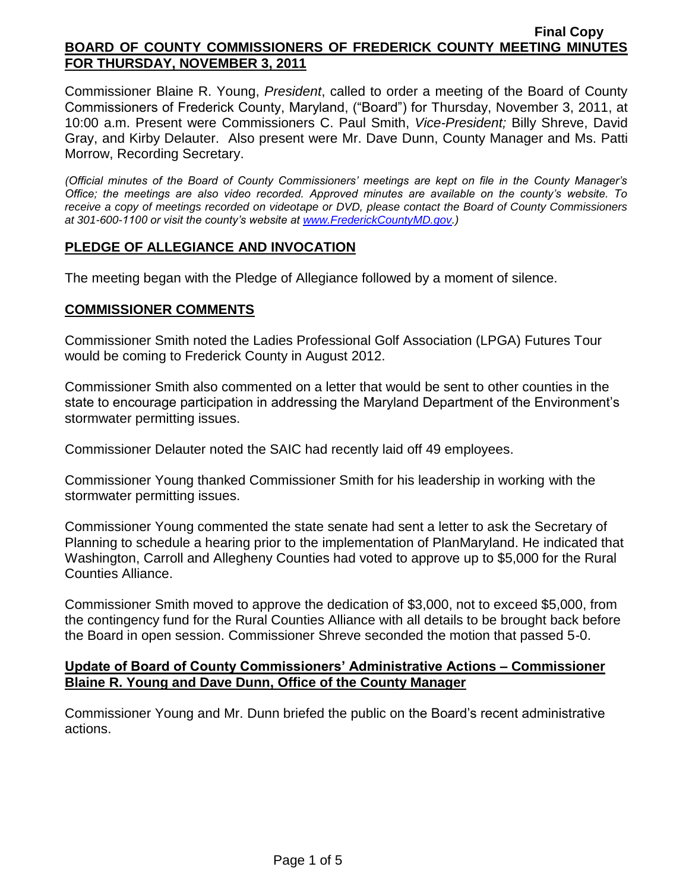**Final Copy**

**BOARD OF COUNTY COMMISSIONERS OF FREDERICK COUNTY MEETING MINUTES FOR THURSDAY, NOVEMBER 3, 2011**

Commissioner Blaine R. Young, *President*, called to order a meeting of the Board of County Commissioners of Frederick County, Maryland, ("Board") for Thursday, November 3, 2011, at 10:00 a.m. Present were Commissioners C. Paul Smith, *Vice-President;* Billy Shreve, David Gray, and Kirby Delauter. Also present were Mr. Dave Dunn, County Manager and Ms. Patti Morrow, Recording Secretary.

*(Official minutes of the Board of County Commissioners' meetings are kept on file in the County Manager's Office; the meetings are also video recorded. Approved minutes are available on the county's website. To receive a copy of meetings recorded on videotape or DVD, please contact the Board of County Commissioners at 301-600-1100 or visit the county's website at www.FrederickCountyMD.gov.)*

## PLEDGE OF ALLEGIANCE AND INVOCATION

The meeting began with the Pledge of Allegiance followed by a moment of silence.

## COMMISSIONER COMMENTS

Commissioner Smith noted the Ladies Professional Golf Association (LPGA) Futures Tour would be coming to Frederick County in August 2012.

Commissioner Smith also commented on a letter that would be sent to other counties in the state to encourage participation in addressing the Maryland Department of the Environment's stormwater permitting issues.

Commissioner Delauter noted the SAIC had recently laid off 49 employees.

Commissioner Young thanked Commissioner Smith for his leadership in working with the stormwater permitting issues.

Commissioner Young commented the state senate had sent a letter to ask the Secretary of Planning to schedule a hearing prior to the implementation of PlanMaryland. He indicated that Washington, Carroll and Allegheny Counties had voted to approve up to $5,000 for the Rural Counties Alliance.

Commissioner Smith moved to approve the dedication of $3,000, not to exceed $5,000, from the contingency fund for the Rural Counties Alliance with all details to be brought back before the Board in open session. Commissioner Shreve seconded the motion that passed 5-0.

## Update of Board of County Commissioners' Administrative Actions – Commissioner Blaine R. Young and Dave Dunn, Office of the County Manager

Commissioner Young and Mr. Dunn briefed the public on the Board's recent administrative actions.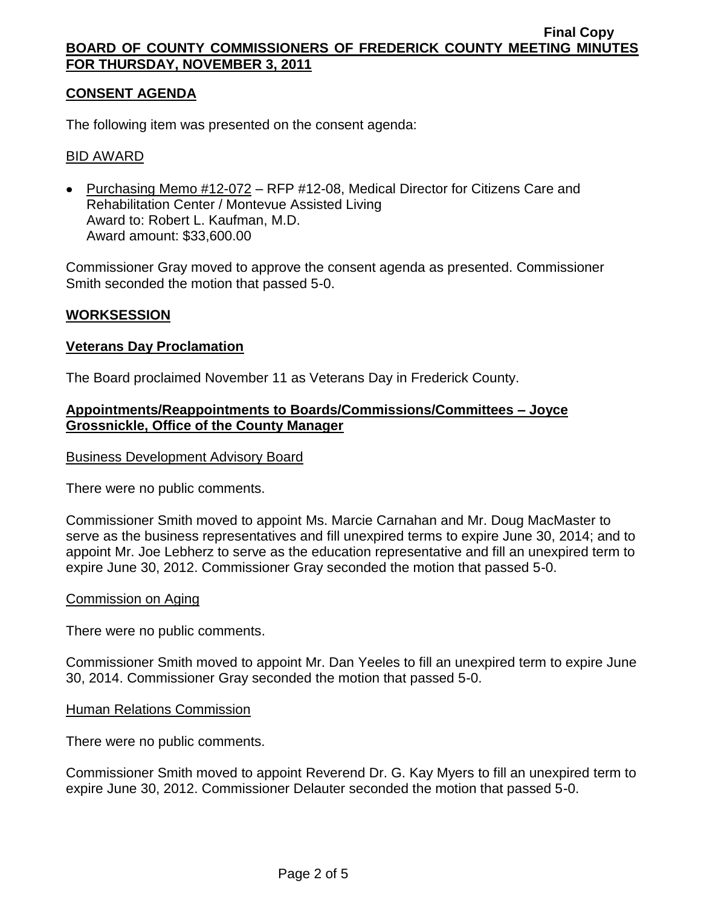## CONSENT AGENDA

The following item was presented on the consent agenda:

BID AWARD

- Purchasing Memo #12-072 – RFP #12-08, Medical Director for Citizens Care and Rehabilitation Center / Montevue Assisted Living
  Award to: Robert L. Kaufman, M.D.
  Award amount: $33,600.00

Commissioner Gray moved to approve the consent agenda as presented. Commissioner Smith seconded the motion that passed 5-0.

## WORKSESSION

### Veterans Day Proclamation

The Board proclaimed November 11 as Veterans Day in Frederick County.

### Appointments/Reappointments to Boards/Commissions/Committees – Joyce Grossnickle, Office of the County Manager

Business Development Advisory Board

There were no public comments.

Commissioner Smith moved to appoint Ms. Marcie Carnahan and Mr. Doug MacMaster to serve as the business representatives and fill unexpired terms to expire June 30, 2014; and to appoint Mr. Joe Lebherz to serve as the education representative and fill an unexpired term to expire June 30, 2012. Commissioner Gray seconded the motion that passed 5-0.

Commission on Aging

There were no public comments.

Commissioner Smith moved to appoint Mr. Dan Yeeles to fill an unexpired term to expire June 30, 2014. Commissioner Gray seconded the motion that passed 5-0.

Human Relations Commission

There were no public comments.

Commissioner Smith moved to appoint Reverend Dr. G. Kay Myers to fill an unexpired term to expire June 30, 2012. Commissioner Delauter seconded the motion that passed 5-0.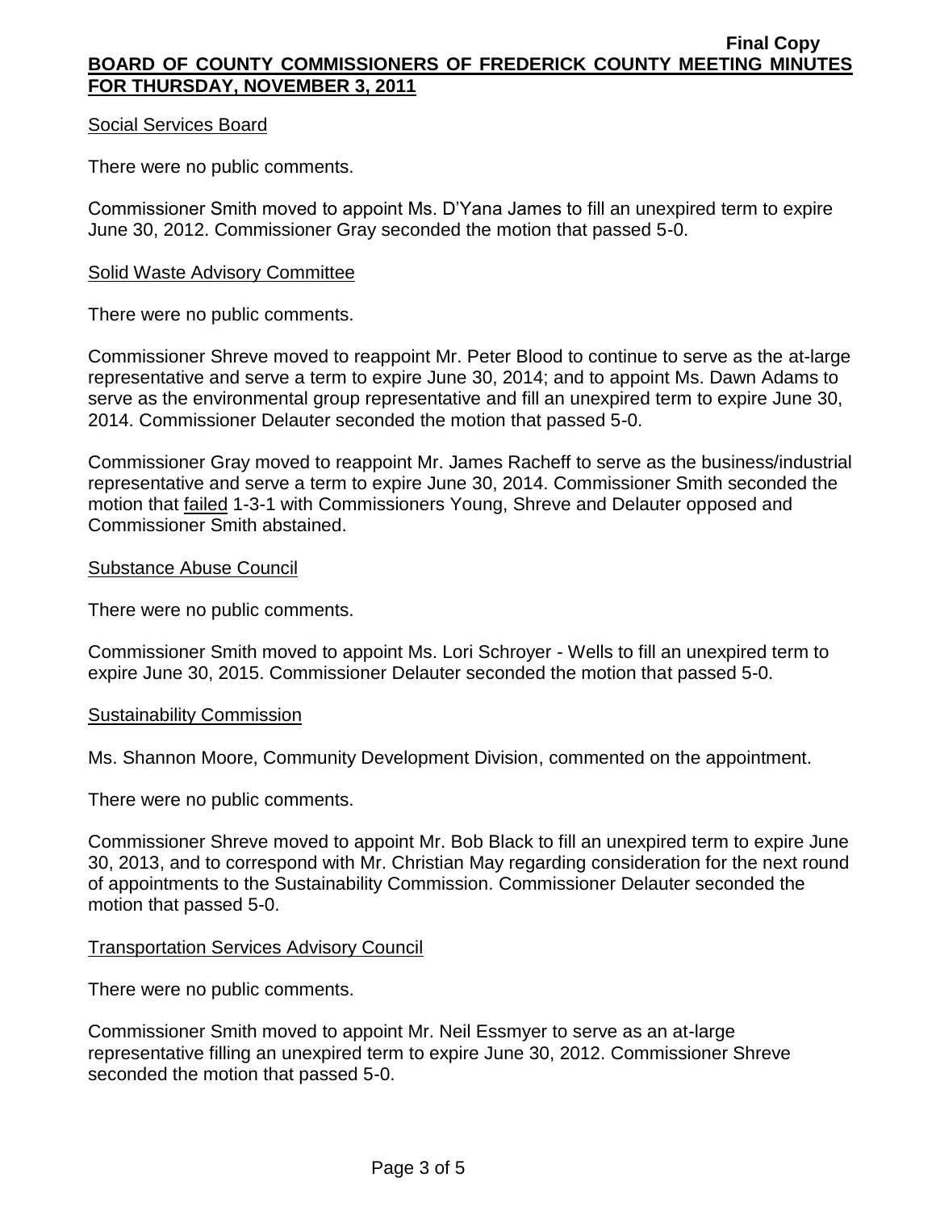Social Services Board

There were no public comments.

Commissioner Smith moved to appoint Ms. D'Yana James to fill an unexpired term to expire June 30, 2012. Commissioner Gray seconded the motion that passed 5-0.

Solid Waste Advisory Committee

There were no public comments.

Commissioner Shreve moved to reappoint Mr. Peter Blood to continue to serve as the at-large representative and serve a term to expire June 30, 2014; and to appoint Ms. Dawn Adams to serve as the environmental group representative and fill an unexpired term to expire June 30, 2014. Commissioner Delauter seconded the motion that passed 5-0.

Commissioner Gray moved to reappoint Mr. James Racheff to serve as the business/industrial representative and serve a term to expire June 30, 2014. Commissioner Smith seconded the motion that failed 1-3-1 with Commissioners Young, Shreve and Delauter opposed and Commissioner Smith abstained.

Substance Abuse Council

There were no public comments.

Commissioner Smith moved to appoint Ms. Lori Schroyer - Wells to fill an unexpired term to expire June 30, 2015. Commissioner Delauter seconded the motion that passed 5-0.

Sustainability Commission

Ms. Shannon Moore, Community Development Division, commented on the appointment.

There were no public comments.

Commissioner Shreve moved to appoint Mr. Bob Black to fill an unexpired term to expire June 30, 2013, and to correspond with Mr. Christian May regarding consideration for the next round of appointments to the Sustainability Commission. Commissioner Delauter seconded the motion that passed 5-0.

Transportation Services Advisory Council

There were no public comments.

Commissioner Smith moved to appoint Mr. Neil Essmyer to serve as an at-large representative filling an unexpired term to expire June 30, 2012. Commissioner Shreve seconded the motion that passed 5-0.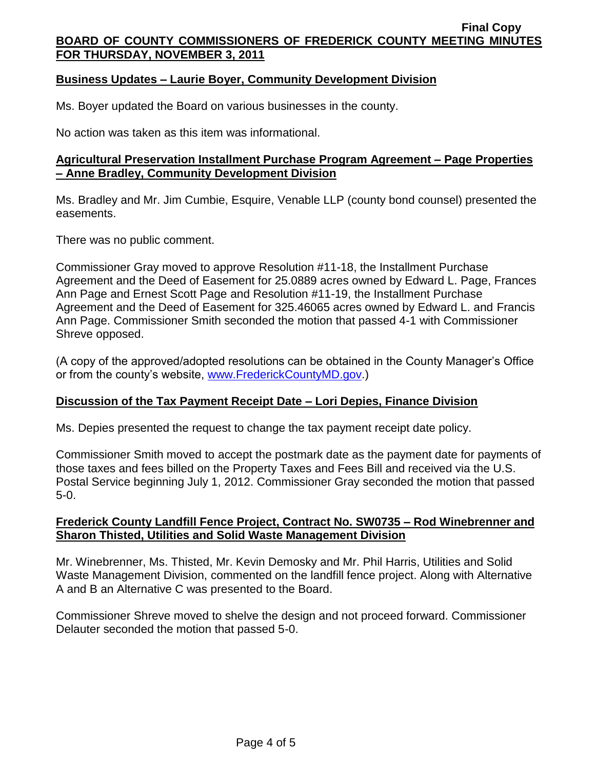## Business Updates – Laurie Boyer, Community Development Division

Ms. Boyer updated the Board on various businesses in the county.

No action was taken as this item was informational.

## Agricultural Preservation Installment Purchase Program Agreement – Page Properties – Anne Bradley, Community Development Division

Ms. Bradley and Mr. Jim Cumbie, Esquire, Venable LLP (county bond counsel) presented the easements.

There was no public comment.

Commissioner Gray moved to approve Resolution #11-18, the Installment Purchase Agreement and the Deed of Easement for 25.0889 acres owned by Edward L. Page, Frances Ann Page and Ernest Scott Page and Resolution #11-19, the Installment Purchase Agreement and the Deed of Easement for 325.46065 acres owned by Edward L. and Francis Ann Page. Commissioner Smith seconded the motion that passed 4-1 with Commissioner Shreve opposed.

(A copy of the approved/adopted resolutions can be obtained in the County Manager's Office or from the county's website, www.FrederickCountyMD.gov.)

## Discussion of the Tax Payment Receipt Date – Lori Depies, Finance Division

Ms. Depies presented the request to change the tax payment receipt date policy.

Commissioner Smith moved to accept the postmark date as the payment date for payments of those taxes and fees billed on the Property Taxes and Fees Bill and received via the U.S. Postal Service beginning July 1, 2012. Commissioner Gray seconded the motion that passed 5-0.

## Frederick County Landfill Fence Project, Contract No. SW0735 – Rod Winebrenner and Sharon Thisted, Utilities and Solid Waste Management Division

Mr. Winebrenner, Ms. Thisted, Mr. Kevin Demosky and Mr. Phil Harris, Utilities and Solid Waste Management Division, commented on the landfill fence project. Along with Alternative A and B an Alternative C was presented to the Board.

Commissioner Shreve moved to shelve the design and not proceed forward. Commissioner Delauter seconded the motion that passed 5-0.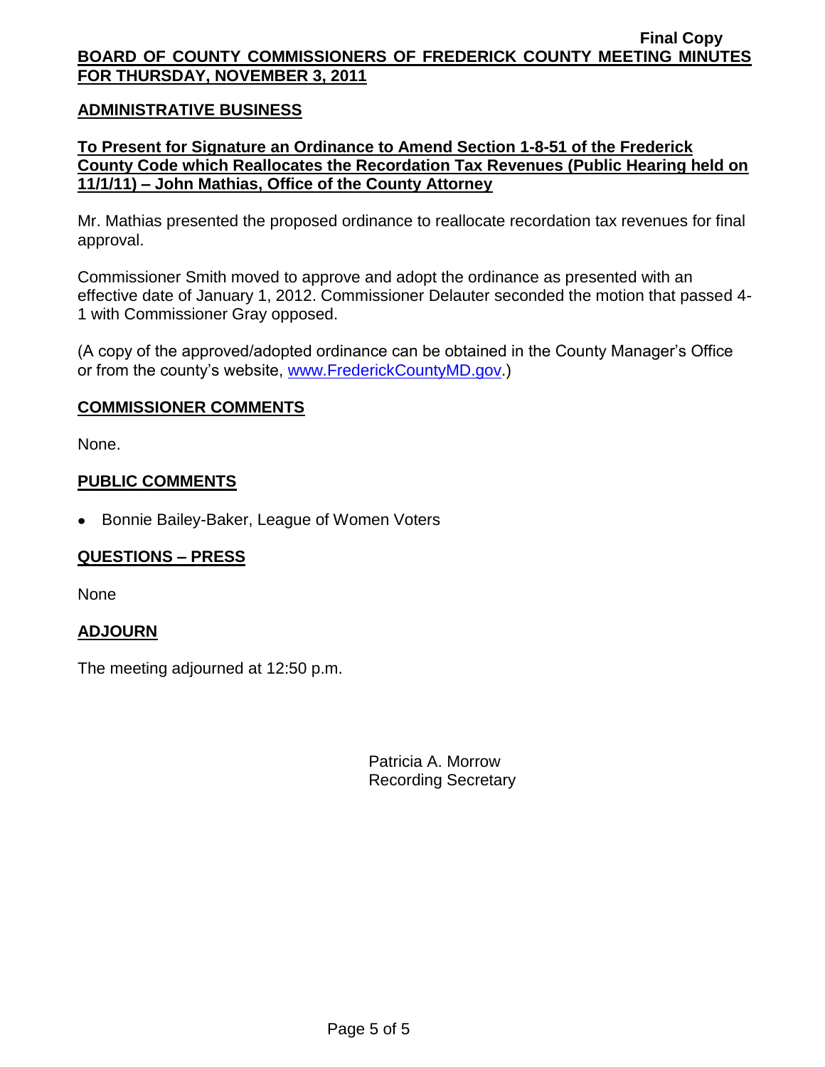## ADMINISTRATIVE BUSINESS

**To Present for Signature an Ordinance to Amend Section 1-8-51 of the Frederick County Code which Reallocates the Recordation Tax Revenues (Public Hearing held on 11/1/11) – John Mathias, Office of the County Attorney**

Mr. Mathias presented the proposed ordinance to reallocate recordation tax revenues for final approval.

Commissioner Smith moved to approve and adopt the ordinance as presented with an effective date of January 1, 2012. Commissioner Delauter seconded the motion that passed 4-1 with Commissioner Gray opposed.

(A copy of the approved/adopted ordinance can be obtained in the County Manager's Office or from the county's website, www.FrederickCountyMD.gov.)

## COMMISSIONER COMMENTS

None.

## PUBLIC COMMENTS

- Bonnie Bailey-Baker, League of Women Voters

## QUESTIONS – PRESS

None

## ADJOURN

The meeting adjourned at 12:50 p.m.

Patricia A. Morrow
Recording Secretary